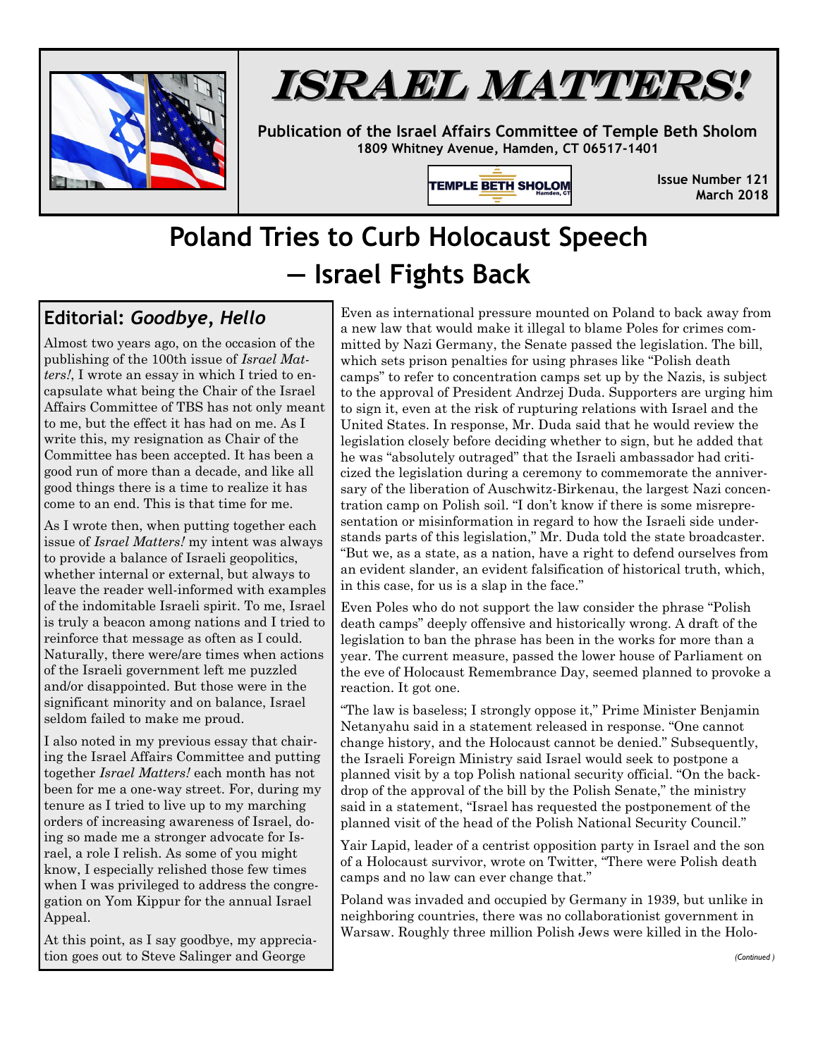# ISRAEL MATTERS!

**Publication of the Israel Affairs Committee of Temple Beth Sholom**
**1809 Whitney Avenue, Hamden, CT 06517-1401**

TEMPLE BETH SHOLOM Hamden, CT

**Issue Number 121**
**March 2018**

# Poland Tries to Curb Holocaust Speech — Israel Fights Back

## Editorial: *Goodbye, Hello*

Almost two years ago, on the occasion of the publishing of the 100th issue of *Israel Matters!*, I wrote an essay in which I tried to encapsulate what being the Chair of the Israel Affairs Committee of TBS has not only meant to me, but the effect it has had on me. As I write this, my resignation as Chair of the Committee has been accepted. It has been a good run of more than a decade, and like all good things there is a time to realize it has come to an end. This is that time for me.

As I wrote then, when putting together each issue of *Israel Matters!* my intent was always to provide a balance of Israeli geopolitics, whether internal or external, but always to leave the reader well-informed with examples of the indomitable Israeli spirit. To me, Israel is truly a beacon among nations and I tried to reinforce that message as often as I could. Naturally, there were/are times when actions of the Israeli government left me puzzled and/or disappointed. But those were in the significant minority and on balance, Israel seldom failed to make me proud.

I also noted in my previous essay that chairing the Israel Affairs Committee and putting together *Israel Matters!* each month has not been for me a one-way street. For, during my tenure as I tried to live up to my marching orders of increasing awareness of Israel, doing so made me a stronger advocate for Israel, a role I relish. As some of you might know, I especially relished those few times when I was privileged to address the congregation on Yom Kippur for the annual Israel Appeal.

At this point, as I say goodbye, my appreciation goes out to Steve Salinger and George

Even as international pressure mounted on Poland to back away from a new law that would make it illegal to blame Poles for crimes committed by Nazi Germany, the Senate passed the legislation. The bill, which sets prison penalties for using phrases like "Polish death camps" to refer to concentration camps set up by the Nazis, is subject to the approval of President Andrzej Duda. Supporters are urging him to sign it, even at the risk of rupturing relations with Israel and the United States. In response, Mr. Duda said that he would review the legislation closely before deciding whether to sign, but he added that he was "absolutely outraged" that the Israeli ambassador had criticized the legislation during a ceremony to commemorate the anniversary of the liberation of Auschwitz-Birkenau, the largest Nazi concentration camp on Polish soil. "I don't know if there is some misrepresentation or misinformation in regard to how the Israeli side understands parts of this legislation," Mr. Duda told the state broadcaster. "But we, as a state, as a nation, have a right to defend ourselves from an evident slander, an evident falsification of historical truth, which, in this case, for us is a slap in the face."

Even Poles who do not support the law consider the phrase "Polish death camps" deeply offensive and historically wrong. A draft of the legislation to ban the phrase has been in the works for more than a year. The current measure, passed the lower house of Parliament on the eve of Holocaust Remembrance Day, seemed planned to provoke a reaction. It got one.

"The law is baseless; I strongly oppose it," Prime Minister Benjamin Netanyahu said in a statement released in response. "One cannot change history, and the Holocaust cannot be denied." Subsequently, the Israeli Foreign Ministry said Israel would seek to postpone a planned visit by a top Polish national security official. "On the backdrop of the approval of the bill by the Polish Senate," the ministry said in a statement, "Israel has requested the postponement of the planned visit of the head of the Polish National Security Council."

Yair Lapid, leader of a centrist opposition party in Israel and the son of a Holocaust survivor, wrote on Twitter, "There were Polish death camps and no law can ever change that."

Poland was invaded and occupied by Germany in 1939, but unlike in neighboring countries, there was no collaborationist government in Warsaw. Roughly three million Polish Jews were killed in the Holo-

*(Continued)*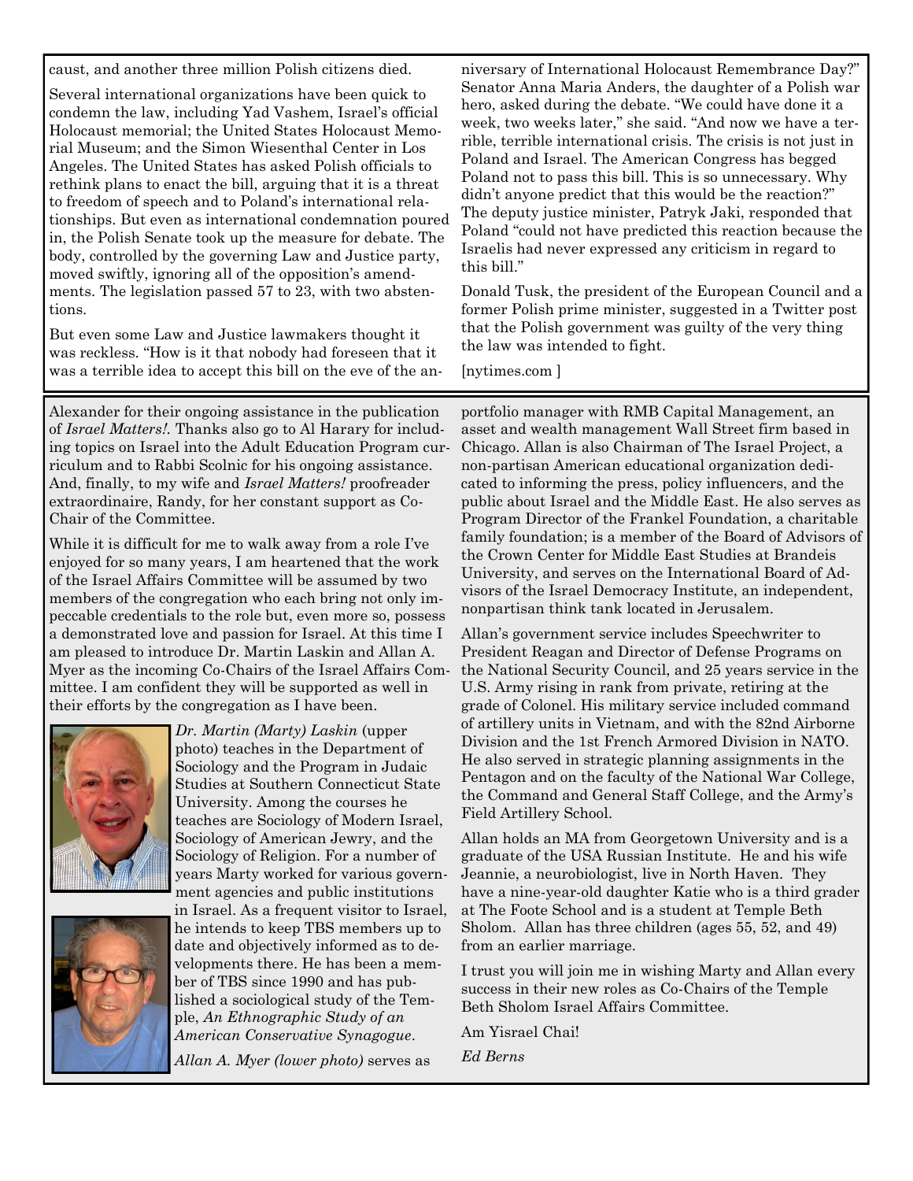caust, and another three million Polish citizens died.

Several international organizations have been quick to condemn the law, including Yad Vashem, Israel's official Holocaust memorial; the United States Holocaust Memorial Museum; and the Simon Wiesenthal Center in Los Angeles. The United States has asked Polish officials to rethink plans to enact the bill, arguing that it is a threat to freedom of speech and to Poland's international relationships. But even as international condemnation poured in, the Polish Senate took up the measure for debate. The body, controlled by the governing Law and Justice party, moved swiftly, ignoring all of the opposition's amendments. The legislation passed 57 to 23, with two abstentions.

But even some Law and Justice lawmakers thought it was reckless. "How is it that nobody had foreseen that it was a terrible idea to accept this bill on the eve of the anniversary of International Holocaust Remembrance Day?" Senator Anna Maria Anders, the daughter of a Polish war hero, asked during the debate. "We could have done it a week, two weeks later," she said. "And now we have a terrible, terrible international crisis. The crisis is not just in Poland and Israel. The American Congress has begged Poland not to pass this bill. This is so unnecessary. Why didn't anyone predict that this would be the reaction?" The deputy justice minister, Patryk Jaki, responded that Poland "could not have predicted this reaction because the Israelis had never expressed any criticism in regard to this bill."

Donald Tusk, the president of the European Council and a former Polish prime minister, suggested in a Twitter post that the Polish government was guilty of the very thing the law was intended to fight.

[nytimes.com ]

---

Alexander for their ongoing assistance in the publication of *Israel Matters!*. Thanks also go to Al Harary for including topics on Israel into the Adult Education Program curriculum and to Rabbi Scolnic for his ongoing assistance. And, finally, to my wife and *Israel Matters!* proofreader extraordinaire, Randy, for her constant support as Co-Chair of the Committee.

While it is difficult for me to walk away from a role I've enjoyed for so many years, I am heartened that the work of the Israel Affairs Committee will be assumed by two members of the congregation who each bring not only impeccable credentials to the role but, even more so, possess a demonstrated love and passion for Israel. At this time I am pleased to introduce Dr. Martin Laskin and Allan A. Myer as the incoming Co-Chairs of the Israel Affairs Committee. I am confident they will be supported as well in their efforts by the congregation as I have been.

*Dr. Martin (Marty) Laskin* (upper photo) teaches in the Department of Sociology and the Program in Judaic Studies at Southern Connecticut State University. Among the courses he teaches are Sociology of Modern Israel, Sociology of American Jewry, and the Sociology of Religion. For a number of years Marty worked for various government agencies and public institutions in Israel. As a frequent visitor to Israel, he intends to keep TBS members up to date and objectively informed as to developments there. He has been a member of TBS since 1990 and has published a sociological study of the Temple, *An Ethnographic Study of an American Conservative Synagogue*.

*Allan A. Myer (lower photo)* serves as portfolio manager with RMB Capital Management, an asset and wealth management Wall Street firm based in Chicago. Allan is also Chairman of The Israel Project, a non-partisan American educational organization dedicated to informing the press, policy influencers, and the public about Israel and the Middle East. He also serves as Program Director of the Frankel Foundation, a charitable family foundation; is a member of the Board of Advisors of the Crown Center for Middle East Studies at Brandeis University, and serves on the International Board of Advisors of the Israel Democracy Institute, an independent, nonpartisan think tank located in Jerusalem.

Allan's government service includes Speechwriter to President Reagan and Director of Defense Programs on the National Security Council, and 25 years service in the U.S. Army rising in rank from private, retiring at the grade of Colonel. His military service included command of artillery units in Vietnam, and with the 82nd Airborne Division and the 1st French Armored Division in NATO. He also served in strategic planning assignments in the Pentagon and on the faculty of the National War College, the Command and General Staff College, and the Army's Field Artillery School.

Allan holds an MA from Georgetown University and is a graduate of the USA Russian Institute. He and his wife Jeannie, a neurobiologist, live in North Haven. They have a nine-year-old daughter Katie who is a third grader at The Foote School and is a student at Temple Beth Sholom. Allan has three children (ages 55, 52, and 49) from an earlier marriage.

I trust you will join me in wishing Marty and Allan every success in their new roles as Co-Chairs of the Temple Beth Sholom Israel Affairs Committee.

Am Yisrael Chai!

*Ed Berns*